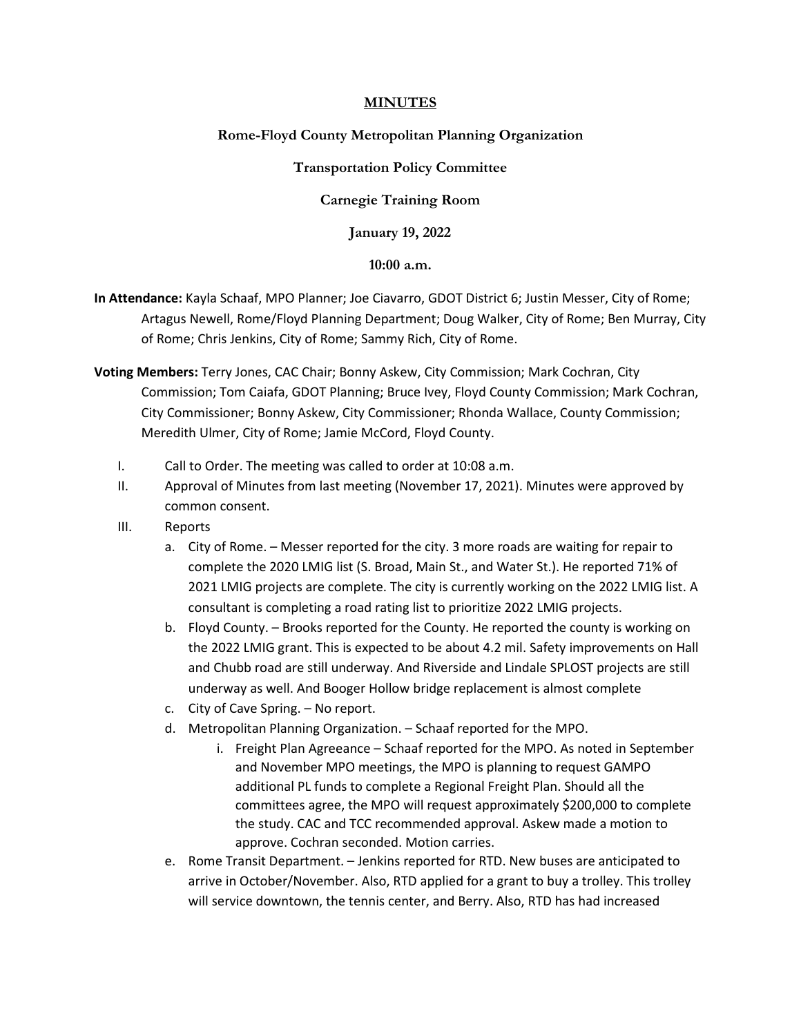# MINUTES

## Rome-Floyd County Metropolitan Planning Organization

## Transportation Policy Committee

## Carnegie Training Room

## January 19, 2022

## 10:00 a.m.

**In Attendance:** Kayla Schaaf, MPO Planner; Joe Ciavarro, GDOT District 6; Justin Messer, City of Rome; Artagus Newell, Rome/Floyd Planning Department; Doug Walker, City of Rome; Ben Murray, City of Rome; Chris Jenkins, City of Rome; Sammy Rich, City of Rome.

**Voting Members:** Terry Jones, CAC Chair; Bonny Askew, City Commission; Mark Cochran, City Commission; Tom Caiafa, GDOT Planning; Bruce Ivey, Floyd County Commission; Mark Cochran, City Commissioner; Bonny Askew, City Commissioner; Rhonda Wallace, County Commission; Meredith Ulmer, City of Rome; Jamie McCord, Floyd County.

I. Call to Order. The meeting was called to order at 10:08 a.m.

II. Approval of Minutes from last meeting (November 17, 2021). Minutes were approved by common consent.

III. Reports

   a. City of Rome. – Messer reported for the city. 3 more roads are waiting for repair to complete the 2020 LMIG list (S. Broad, Main St., and Water St.). He reported 71% of 2021 LMIG projects are complete. The city is currently working on the 2022 LMIG list. A consultant is completing a road rating list to prioritize 2022 LMIG projects.

   b. Floyd County. – Brooks reported for the County. He reported the county is working on the 2022 LMIG grant. This is expected to be about 4.2 mil. Safety improvements on Hall and Chubb road are still underway. And Riverside and Lindale SPLOST projects are still underway as well. And Booger Hollow bridge replacement is almost complete

   c. City of Cave Spring. – No report.

   d. Metropolitan Planning Organization. – Schaaf reported for the MPO.

      i. Freight Plan Agreeance – Schaaf reported for the MPO. As noted in September and November MPO meetings, the MPO is planning to request GAMPO additional PL funds to complete a Regional Freight Plan. Should all the committees agree, the MPO will request approximately $200,000 to complete the study. CAC and TCC recommended approval. Askew made a motion to approve. Cochran seconded. Motion carries.

   e. Rome Transit Department. – Jenkins reported for RTD. New buses are anticipated to arrive in October/November. Also, RTD applied for a grant to buy a trolley. This trolley will service downtown, the tennis center, and Berry. Also, RTD has had increased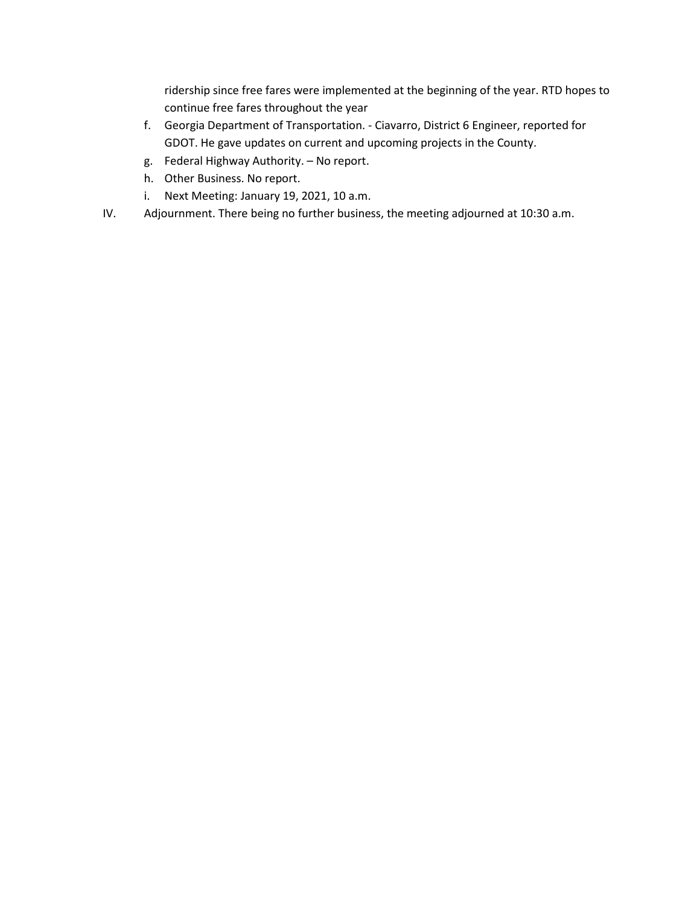ridership since free fares were implemented at the beginning of the year. RTD hopes to continue free fares throughout the year

f. Georgia Department of Transportation. - Ciavarro, District 6 Engineer, reported for GDOT. He gave updates on current and upcoming projects in the County.
g. Federal Highway Authority. – No report.
h. Other Business. No report.
i. Next Meeting: January 19, 2021, 10 a.m.

IV. Adjournment. There being no further business, the meeting adjourned at 10:30 a.m.